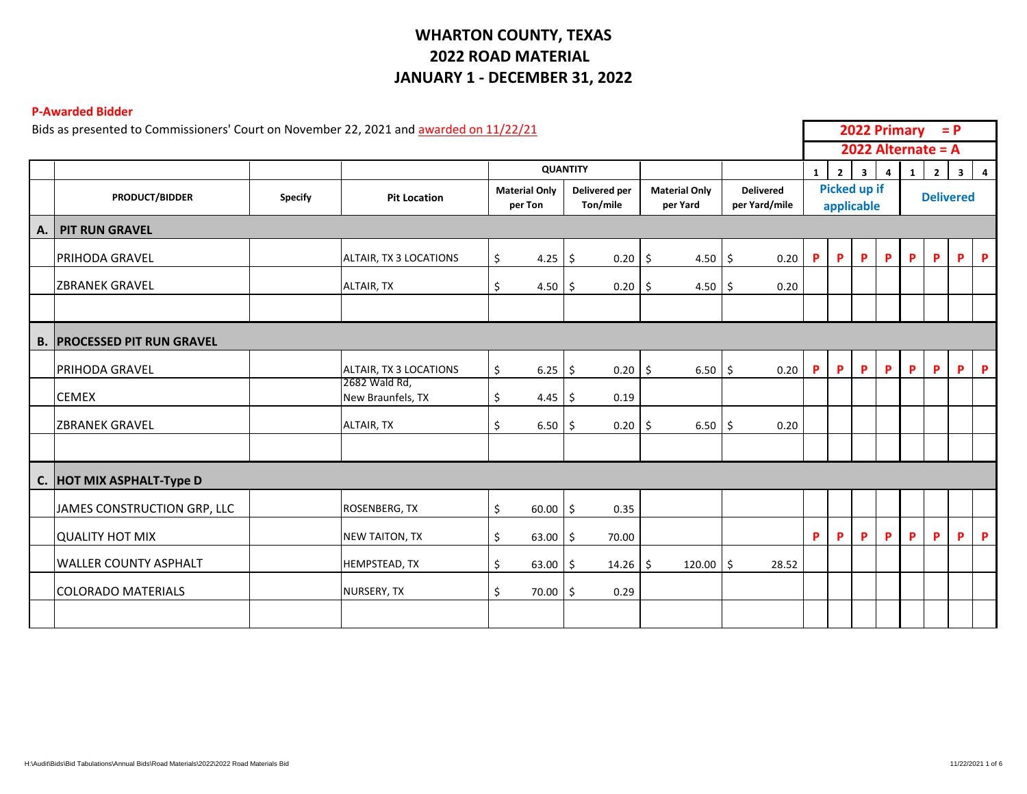# WHARTON COUNTY, TEXAS
# 2022 ROAD MATERIAL
# JANUARY 1 - DECEMBER 31, 2022

**P-Awarded Bidder**

Bids as presented to Commissioners' Court on November 22, 2021 and awarded on 11/22/21

**2022 Primary = P**
**2022 Alternate = A**

| | PRODUCT/BIDDER | Specify | Pit Location | QUANTITY Material Only per Ton | Delivered per Ton/mile | Material Only per Yard | Delivered per Yard/mile | Picked up if applicable 1 | 2 | 3 | 4 | Delivered 1 | 2 | 3 | 4 |
|---|---|---|---|---|---|---|---|---|---|---|---|---|---|---|---|
| **A.** | **PIT RUN GRAVEL** | | | | | | | | | | | | | | |
| | PRIHODA GRAVEL | | ALTAIR, TX 3 LOCATIONS | $ 4.25 | $ 0.20 | $ 4.50 | $ 0.20 | P | P | P | P | P | P | P | P |
| | ZBRANEK GRAVEL | | ALTAIR, TX | $ 4.50 | $ 0.20 | $ 4.50 | $ 0.20 | | | | | | | | |
| | | | | | | | | | | | | | | | |
| **B.** | **PROCESSED PIT RUN GRAVEL** | | | | | | | | | | | | | | |
| | PRIHODA GRAVEL | | ALTAIR, TX 3 LOCATIONS | $ 6.25 | $ 0.20 | $ 6.50 | $ 0.20 | P | P | P | P | P | P | P | P |
| | CEMEX | | 2682 Wald Rd, New Braunfels, TX | $ 4.45 | $ 0.19 | | | | | | | | | | |
| | ZBRANEK GRAVEL | | ALTAIR, TX | $ 6.50 | $ 0.20 | $ 6.50 | $ 0.20 | | | | | | | | |
| | | | | | | | | | | | | | | | |
| **C.** | **HOT MIX ASPHALT-Type D** | | | | | | | | | | | | | | |
| | JAMES CONSTRUCTION GRP, LLC | | ROSENBERG, TX | $ 60.00 | $ 0.35 | | | | | | | | | | |
| | QUALITY HOT MIX | | NEW TAITON, TX | $ 63.00 | $ 70.00 | | | P | P | P | P | P | P | P | P |
| | WALLER COUNTY ASPHALT | | HEMPSTEAD, TX | $ 63.00 | $ 14.26 | $ 120.00 | $ 28.52 | | | | | | | | |
| | COLORADO MATERIALS | | NURSERY, TX | $ 70.00 | $ 0.29 | | | | | | | | | | |
| | | | | | | | | | | | | | | | |

H:\Audit\Bids\Bid Tabulations\Annual Bids\Road Materials\2022\2022 Road Materials Bid

11/22/2021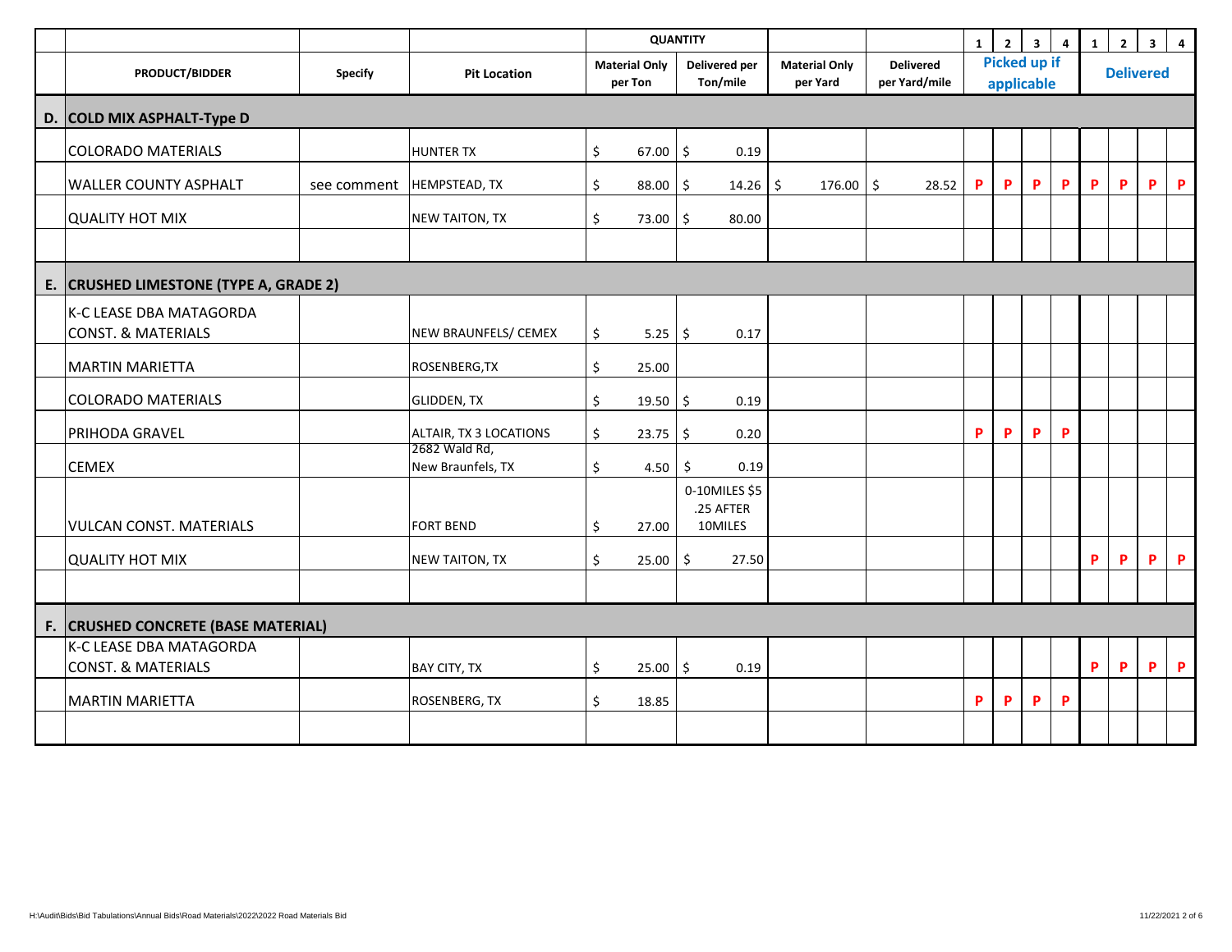| | PRODUCT/BIDDER | Specify | Pit Location | QUANTITY | | | | Picked up if applicable | | | | Delivered | | | |
|---|---|---|---|---|---|---|---|---|---|---|---|---|---|---|---|
| | | | | Material Only per Ton | Delivered per Ton/mile | Material Only per Yard | Delivered per Yard/mile | 1 | 2 | 3 | 4 | 1 | 2 | 3 | 4 |
| D. | COLD MIX ASPHALT-Type D | | | | | | | | | | | | | | |
| | COLORADO MATERIALS | | HUNTER TX | $ 67.00 | $ 0.19 | | | | | | | | | | |
| | WALLER COUNTY ASPHALT | see comment | HEMPSTEAD, TX | $ 88.00 | $ 14.26 | $ 176.00 | $ 28.52 | P | P | P | P | P | P | P | P |
| | QUALITY HOT MIX | | NEW TAITON, TX | $ 73.00 | $ 80.00 | | | | | | | | | | |
| | | | | | | | | | | | | | | | |
| E. | CRUSHED LIMESTONE (TYPE A, GRADE 2) | | | | | | | | | | | | | | |
| | K-C LEASE DBA MATAGORDA CONST. & MATERIALS | | NEW BRAUNFELS/ CEMEX | $ 5.25 | $ 0.17 | | | | | | | | | | |
| | MARTIN MARIETTA | | ROSENBERG,TX | $ 25.00 | | | | | | | | | | | |
| | COLORADO MATERIALS | | GLIDDEN, TX | $ 19.50 | $ 0.19 | | | | | | | | | | |
| | PRIHODA GRAVEL | | ALTAIR, TX 3 LOCATIONS | $ 23.75 | $ 0.20 | | | P | P | P | P | | | | |
| | CEMEX | | 2682 Wald Rd, New Braunfels, TX | $ 4.50 | $ 0.19 | | | | | | | | | | |
| | VULCAN CONST. MATERIALS | | FORT BEND | $ 27.00 | 0-10MILES $5 .25 AFTER 10MILES | | | | | | | | | | |
| | QUALITY HOT MIX | | NEW TAITON, TX | $ 25.00 | $ 27.50 | | | | | | | P | P | P | P |
| | | | | | | | | | | | | | | | |
| F. | CRUSHED CONCRETE (BASE MATERIAL) | | | | | | | | | | | | | | |
| | K-C LEASE DBA MATAGORDA CONST. & MATERIALS | | BAY CITY, TX | $ 25.00 | $ 0.19 | | | | | | | P | P | P | P |
| | MARTIN MARIETTA | | ROSENBERG, TX | $ 18.85 | | | | P | P | P | P | | | | |
| | | | | | | | | | | | | | | | |

H:\Audit\Bids\Bid Tabulations\Annual Bids\Road Materials\2022\2022 Road Materials Bid

11/22/2021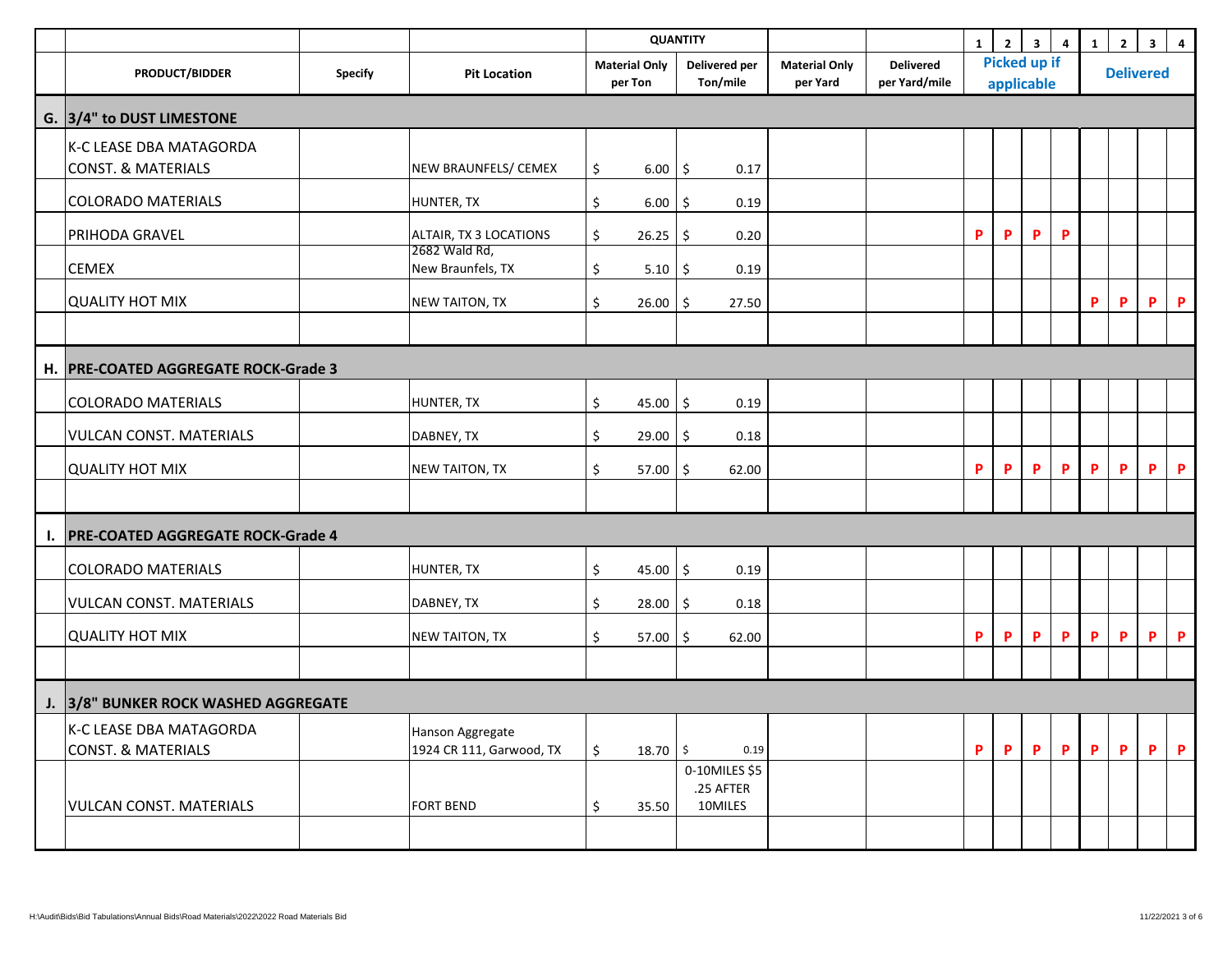| | PRODUCT/BIDDER | Specify | Pit Location | QUANTITY Material Only per Ton | Delivered per Ton/mile | Material Only per Yard | Delivered per Yard/mile | Picked up if applicable 1 | 2 | 3 | 4 | Delivered 1 | 2 | 3 | 4 |
|---|---|---|---|---|---|---|---|---|---|---|---|---|---|---|---|
| **G.** | **3/4" to DUST LIMESTONE** | | | | | | | | | | | | | | |
| | K-C LEASE DBA MATAGORDA CONST. & MATERIALS | | NEW BRAUNFELS/ CEMEX | $ 6.00 | $ 0.17 | | | | | | | | | | |
| | COLORADO MATERIALS | | HUNTER, TX | $ 6.00 | $ 0.19 | | | | | | | | | | |
| | PRIHODA GRAVEL | | ALTAIR, TX 3 LOCATIONS | $ 26.25 | $ 0.20 | | | P | P | P | P | | | | |
| | CEMEX | | 2682 Wald Rd, New Braunfels, TX | $ 5.10 | $ 0.19 | | | | | | | | | | |
| | QUALITY HOT MIX | | NEW TAITON, TX | $ 26.00 | $ 27.50 | | | | | | | P | P | P | P |
| | | | | | | | | | | | | | | | |
| **H.** | **PRE-COATED AGGREGATE ROCK-Grade 3** | | | | | | | | | | | | | | |
| | COLORADO MATERIALS | | HUNTER, TX | $ 45.00 | $ 0.19 | | | | | | | | | | |
| | VULCAN CONST. MATERIALS | | DABNEY, TX | $ 29.00 | $ 0.18 | | | | | | | | | | |
| | QUALITY HOT MIX | | NEW TAITON, TX | $ 57.00 | $ 62.00 | | | P | P | P | P | P | P | P | P |
| | | | | | | | | | | | | | | | |
| **I.** | **PRE-COATED AGGREGATE ROCK-Grade 4** | | | | | | | | | | | | | | |
| | COLORADO MATERIALS | | HUNTER, TX | $ 45.00 | $ 0.19 | | | | | | | | | | |
| | VULCAN CONST. MATERIALS | | DABNEY, TX | $ 28.00 | $ 0.18 | | | | | | | | | | |
| | QUALITY HOT MIX | | NEW TAITON, TX | $ 57.00 | $ 62.00 | | | P | P | P | P | P | P | P | P |
| | | | | | | | | | | | | | | | |
| **J.** | **3/8" BUNKER ROCK WASHED AGGREGATE** | | | | | | | | | | | | | | |
| | K-C LEASE DBA MATAGORDA CONST. & MATERIALS | | Hanson Aggregate 1924 CR 111, Garwood, TX | $ 18.70 | $ 0.19 | | | P | P | P | P | P | P | P | P |
| | VULCAN CONST. MATERIALS | | FORT BEND | $ 35.50 | 0-10MILES $5 .25 AFTER 10MILES | | | | | | | | | | |
| | | | | | | | | | | | | | | | |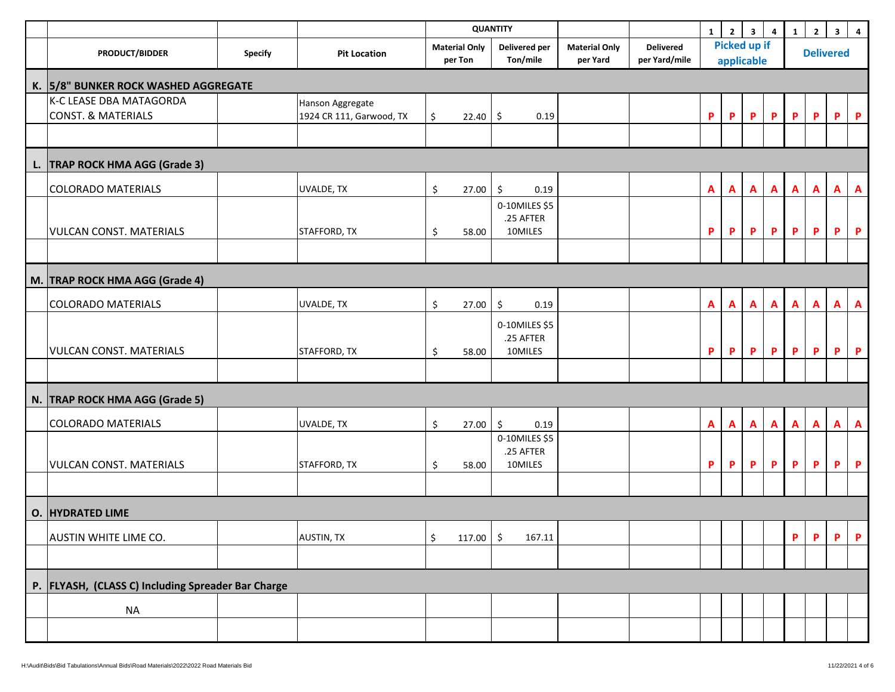| | PRODUCT/BIDDER | Specify | Pit Location | QUANTITY Material Only per Ton | Delivered per Ton/mile | Material Only per Yard | Delivered per Yard/mile | Picked up if applicable 1 | 2 | 3 | 4 | Delivered 1 | 2 | 3 | 4 |
|---|---|---|---|---|---|---|---|---|---|---|---|---|---|---|---|
| **K.** | **5/8" BUNKER ROCK WASHED AGGREGATE** | | | | | | | | | | | | | | |
| | K-C LEASE DBA MATAGORDA CONST. & MATERIALS | | Hanson Aggregate 1924 CR 111, Garwood, TX | $ 22.40 | $ 0.19 | | | P | P | P | P | P | P | P | P |
| | | | | | | | | | | | | | | | |
| **L.** | **TRAP ROCK HMA AGG (Grade 3)** | | | | | | | | | | | | | | |
| | COLORADO MATERIALS | | UVALDE, TX | $ 27.00 | $ 0.19 | | | A | A | A | A | A | A | A | A |
| | VULCAN CONST. MATERIALS | | STAFFORD, TX | $ 58.00 | 0-10MILES $5 .25 AFTER 10MILES | | | P | P | P | P | P | P | P | P |
| | | | | | | | | | | | | | | | |
| **M.** | **TRAP ROCK HMA AGG (Grade 4)** | | | | | | | | | | | | | | |
| | COLORADO MATERIALS | | UVALDE, TX | $ 27.00 | $ 0.19 | | | A | A | A | A | A | A | A | A |
| | VULCAN CONST. MATERIALS | | STAFFORD, TX | $ 58.00 | 0-10MILES $5 .25 AFTER 10MILES | | | P | P | P | P | P | P | P | P |
| | | | | | | | | | | | | | | | |
| **N.** | **TRAP ROCK HMA AGG (Grade 5)** | | | | | | | | | | | | | | |
| | COLORADO MATERIALS | | UVALDE, TX | $ 27.00 | $ 0.19 | | | A | A | A | A | A | A | A | A |
| | VULCAN CONST. MATERIALS | | STAFFORD, TX | $ 58.00 | 0-10MILES $5 .25 AFTER 10MILES | | | P | P | P | P | P | P | P | P |
| | | | | | | | | | | | | | | | |
| **O.** | **HYDRATED LIME** | | | | | | | | | | | | | | |
| | AUSTIN WHITE LIME CO. | | AUSTIN, TX | $ 117.00 | $ 167.11 | | | | | | | P | P | P | P |
| | | | | | | | | | | | | | | | |
| **P.** | **FLYASH, (CLASS C) Including Spreader Bar Charge** | | | | | | | | | | | | | | |
| | NA | | | | | | | | | | | | | | |
| | | | | | | | | | | | | | | | |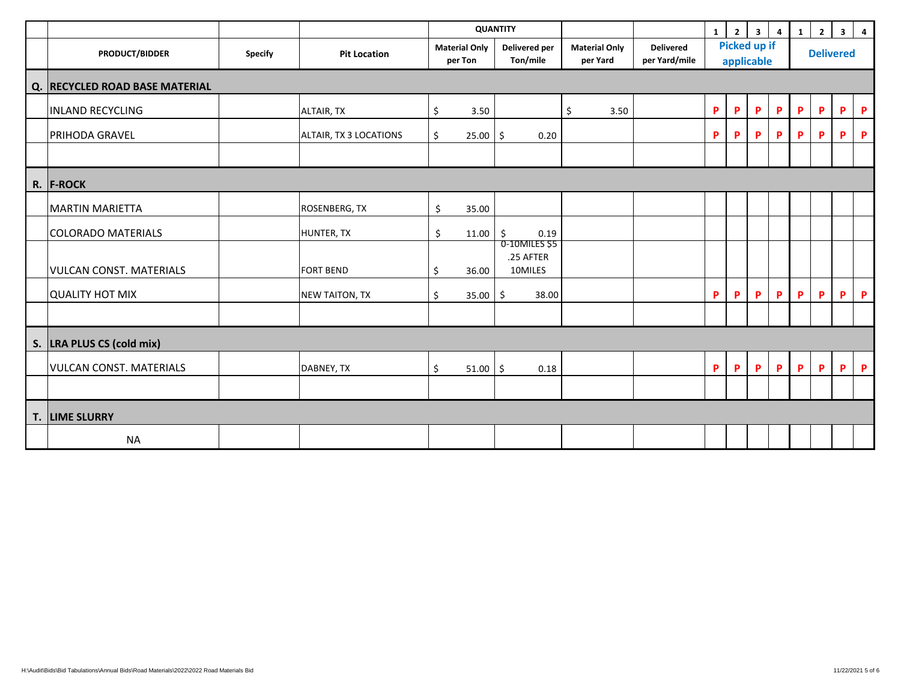| | | | | QUANTITY | | | | | | | | | | | |
|---|---|---|---|---|---|---|---|---|---|---|---|---|---|---|---|
| | | | | | | | | 1 | 2 | 3 | 4 | 1 | 2 | 3 | 4 |
| | PRODUCT/BIDDER | Specify | Pit Location | Material Only per Ton | Delivered per Ton/mile | Material Only per Yard | Delivered per Yard/mile | Picked up if applicable | | | | Delivered | | | |
| **Q.** | **RECYCLED ROAD BASE MATERIAL** | | | | | | | | | | | | | | |
| | INLAND RECYCLING | | ALTAIR, TX | $ 3.50 | | $ 3.50 | | P | P | P | P | P | P | P | P |
| | PRIHODA GRAVEL | | ALTAIR, TX 3 LOCATIONS | $ 25.00 | $ 0.20 | | | P | P | P | P | P | P | P | P |
| | | | | | | | | | | | | | | | |
| **R.** | **F-ROCK** | | | | | | | | | | | | | | |
| | MARTIN MARIETTA | | ROSENBERG, TX | $ 35.00 | | | | | | | | | | | |
| | COLORADO MATERIALS | | HUNTER, TX | $ 11.00 | $ 0.19 | | | | | | | | | | |
| | VULCAN CONST. MATERIALS | | FORT BEND | $ 36.00 | 0-10MILES $5 .25 AFTER 10MILES | | | | | | | | | | |
| | QUALITY HOT MIX | | NEW TAITON, TX | $ 35.00 | $ 38.00 | | | P | P | P | P | P | P | P | P |
| | | | | | | | | | | | | | | | |
| **S.** | **LRA PLUS CS (cold mix)** | | | | | | | | | | | | | | |
| | VULCAN CONST. MATERIALS | | DABNEY, TX | $ 51.00 | $ 0.18 | | | P | P | P | P | P | P | P | P |
| | | | | | | | | | | | | | | | |
| **T.** | **LIME SLURRY** | | | | | | | | | | | | | | |
| | NA | | | | | | | | | | | | | | |

H:\Audit\Bids\Bid Tabulations\Annual Bids\Road Materials\2022\2022 Road Materials Bid

11/22/2021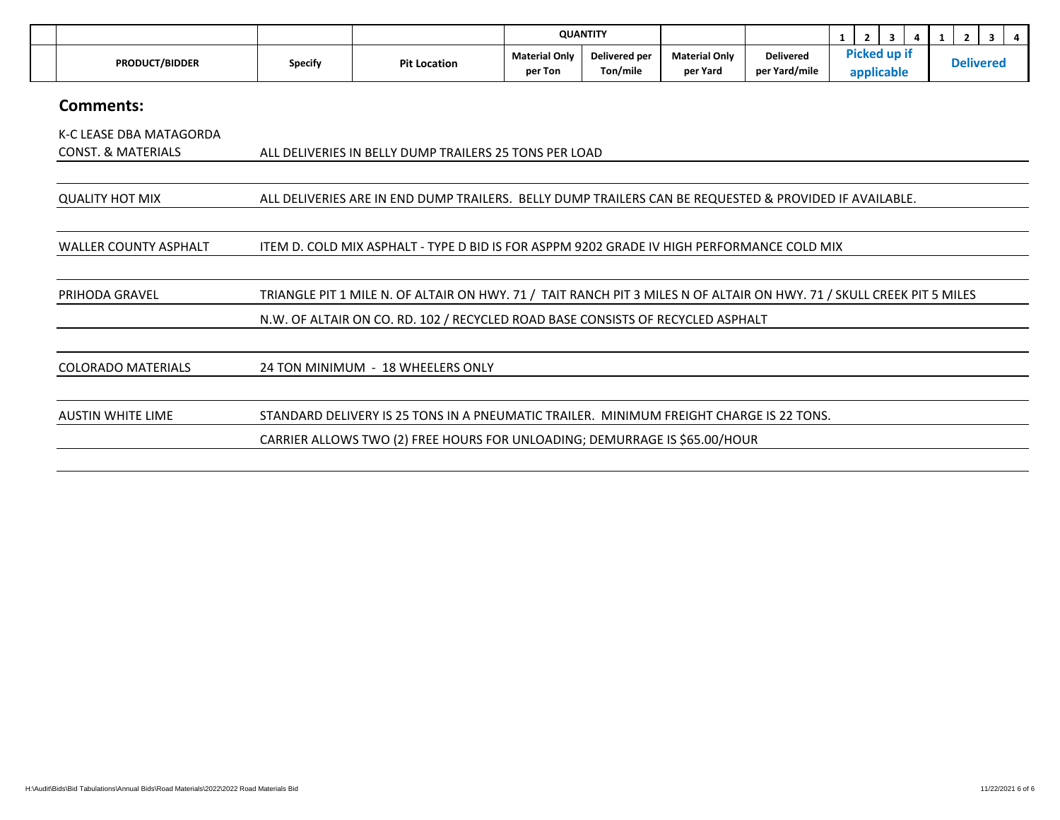| | | | QUANTITY | | | | 1 | 2 | 3 | 4 | 1 | 2 | 3 | 4 |
|---|---|---|---|---|---|---|---|---|---|---|---|---|---|---|
| PRODUCT/BIDDER | Specify | Pit Location | Material Only per Ton | Delivered per Ton/mile | Material Only per Yard | Delivered per Yard/mile | Picked up if applicable | | | | Delivered | | | |

## Comments:

| | |
|---|---|
| K-C LEASE DBA MATAGORDA CONST. & MATERIALS | ALL DELIVERIES IN BELLY DUMP TRAILERS 25 TONS PER LOAD |
| QUALITY HOT MIX | ALL DELIVERIES ARE IN END DUMP TRAILERS. BELLY DUMP TRAILERS CAN BE REQUESTED & PROVIDED IF AVAILABLE. |
| WALLER COUNTY ASPHALT | ITEM D. COLD MIX ASPHALT - TYPE D BID IS FOR ASPPM 9202 GRADE IV HIGH PERFORMANCE COLD MIX |
| PRIHODA GRAVEL | TRIANGLE PIT 1 MILE N. OF ALTAIR ON HWY. 71 / TAIT RANCH PIT 3 MILES N OF ALTAIR ON HWY. 71 / SKULL CREEK PIT 5 MILES N.W. OF ALTAIR ON CO. RD. 102 / RECYCLED ROAD BASE CONSISTS OF RECYCLED ASPHALT |
| COLORADO MATERIALS | 24 TON MINIMUM - 18 WHEELERS ONLY |
| AUSTIN WHITE LIME | STANDARD DELIVERY IS 25 TONS IN A PNEUMATIC TRAILER. MINIMUM FREIGHT CHARGE IS 22 TONS. CARRIER ALLOWS TWO (2) FREE HOURS FOR UNLOADING; DEMURRAGE IS $65.00/HOUR |